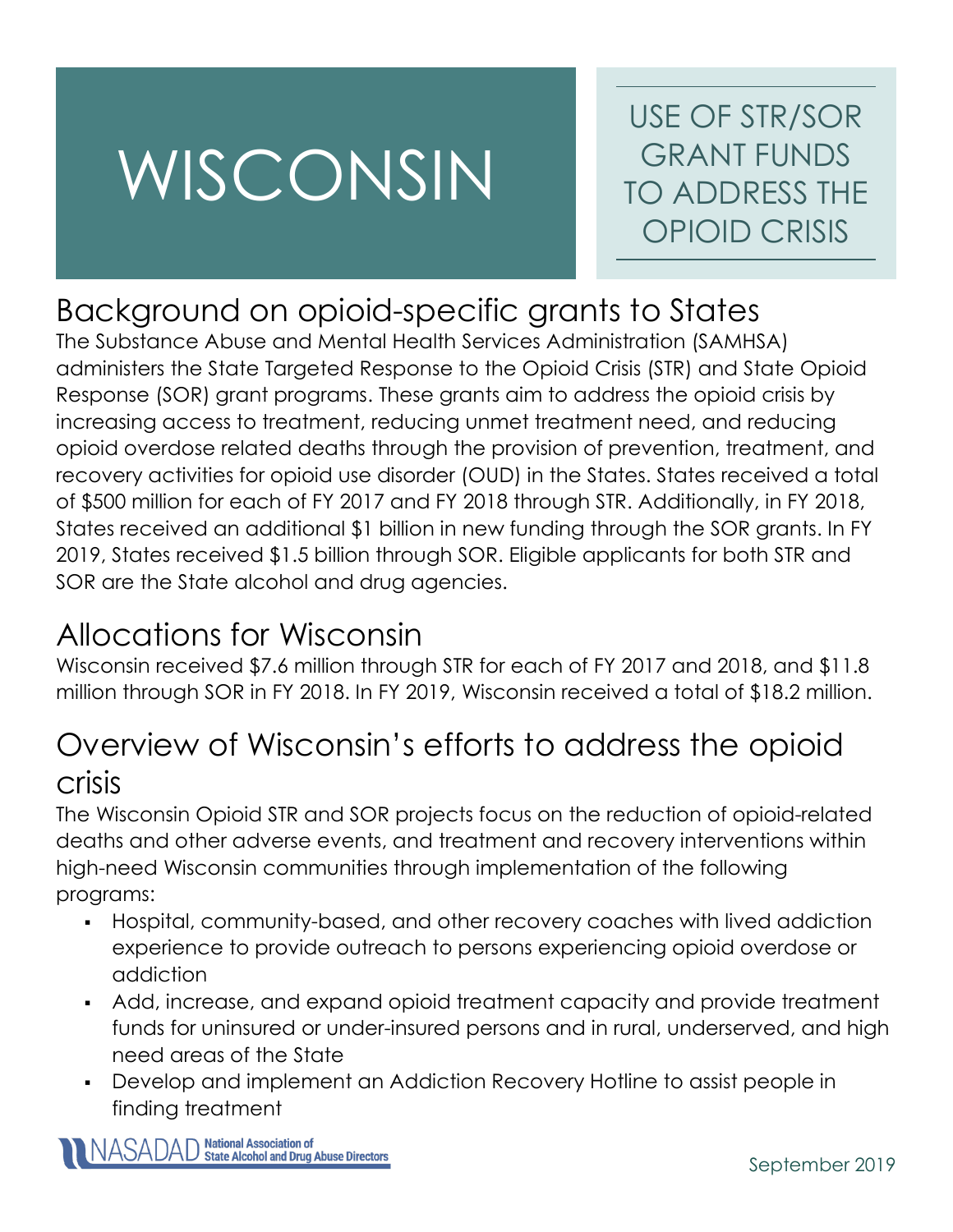# WISCONSIN

USE OF STR/SOR GRANT FUNDS TO ADDRESS THE OPIOID CRISIS

## Background on opioid-specific grants to States

The Substance Abuse and Mental Health Services Administration (SAMHSA) administers the State Targeted Response to the Opioid Crisis (STR) and State Opioid Response (SOR) grant programs. These grants aim to address the opioid crisis by increasing access to treatment, reducing unmet treatment need, and reducing opioid overdose related deaths through the provision of prevention, treatment, and recovery activities for opioid use disorder (OUD) in the States. States received a total of $500 million for each of FY 2017 and FY 2018 through STR. Additionally, in FY 2018, States received an additional $1 billion in new funding through the SOR grants. In FY 2019, States received $1.5 billion through SOR. Eligible applicants for both STR and SOR are the State alcohol and drug agencies.

## Allocations for Wisconsin

Wisconsin received $7.6 million through STR for each of FY 2017 and 2018, and $11.8 million through SOR in FY 2018. In FY 2019, Wisconsin received a total of $18.2 million.

## Overview of Wisconsin's efforts to address the opioid crisis

The Wisconsin Opioid STR and SOR projects focus on the reduction of opioid-related deaths and other adverse events, and treatment and recovery interventions within high-need Wisconsin communities through implementation of the following programs:

- Hospital, community-based, and other recovery coaches with lived addiction experience to provide outreach to persons experiencing opioid overdose or addiction
- Add, increase, and expand opioid treatment capacity and provide treatment funds for uninsured or under-insured persons and in rural, underserved, and high need areas of the State
- Develop and implement an Addiction Recovery Hotline to assist people in finding treatment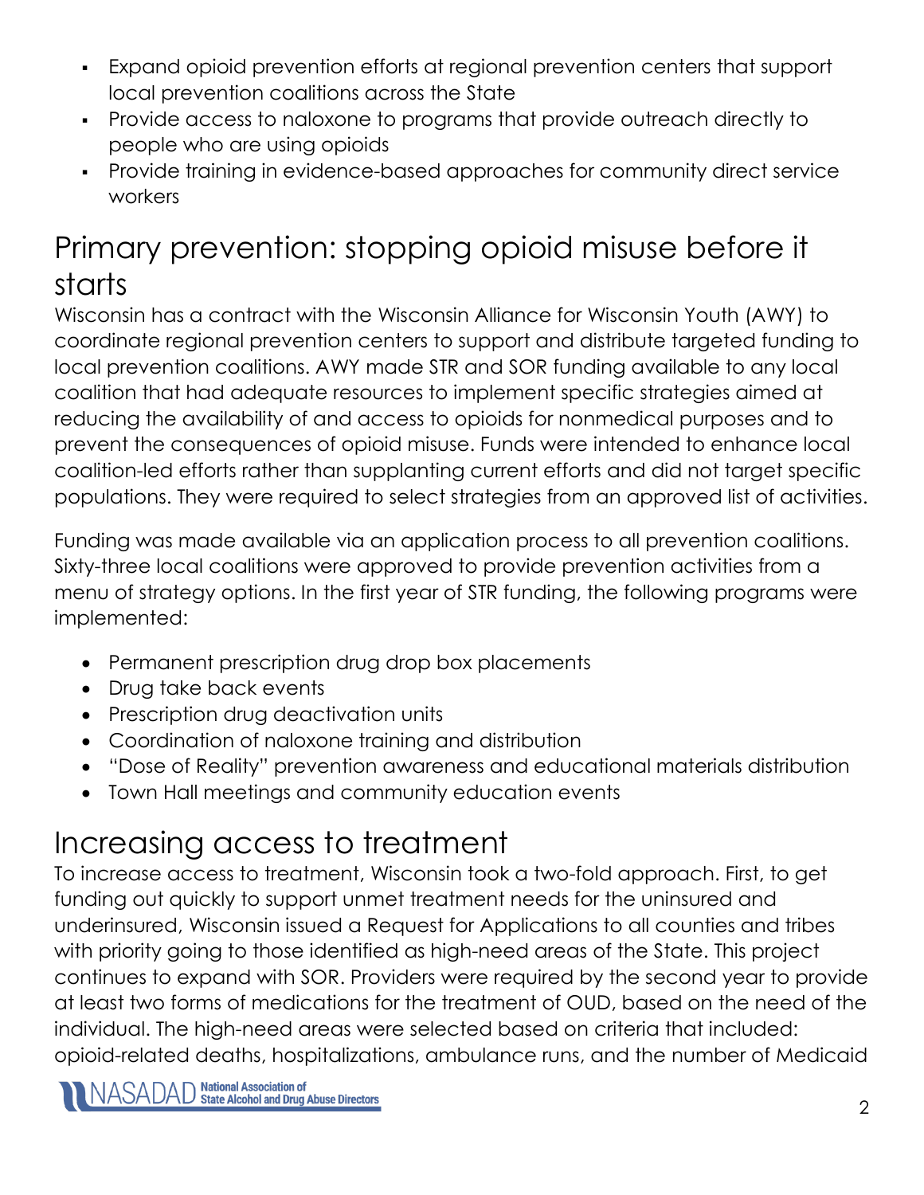- Expand opioid prevention efforts at regional prevention centers that support local prevention coalitions across the State
- Provide access to naloxone to programs that provide outreach directly to people who are using opioids
- Provide training in evidence-based approaches for community direct service workers

## Primary prevention: stopping opioid misuse before it starts

Wisconsin has a contract with the Wisconsin Alliance for Wisconsin Youth (AWY) to coordinate regional prevention centers to support and distribute targeted funding to local prevention coalitions. AWY made STR and SOR funding available to any local coalition that had adequate resources to implement specific strategies aimed at reducing the availability of and access to opioids for nonmedical purposes and to prevent the consequences of opioid misuse. Funds were intended to enhance local coalition-led efforts rather than supplanting current efforts and did not target specific populations. They were required to select strategies from an approved list of activities.

Funding was made available via an application process to all prevention coalitions. Sixty-three local coalitions were approved to provide prevention activities from a menu of strategy options. In the first year of STR funding, the following programs were implemented:

- Permanent prescription drug drop box placements
- Drug take back events
- Prescription drug deactivation units
- Coordination of naloxone training and distribution
- "Dose of Reality" prevention awareness and educational materials distribution
- Town Hall meetings and community education events

## Increasing access to treatment

To increase access to treatment, Wisconsin took a two-fold approach. First, to get funding out quickly to support unmet treatment needs for the uninsured and underinsured, Wisconsin issued a Request for Applications to all counties and tribes with priority going to those identified as high-need areas of the State. This project continues to expand with SOR. Providers were required by the second year to provide at least two forms of medications for the treatment of OUD, based on the need of the individual. The high-need areas were selected based on criteria that included: opioid-related deaths, hospitalizations, ambulance runs, and the number of Medicaid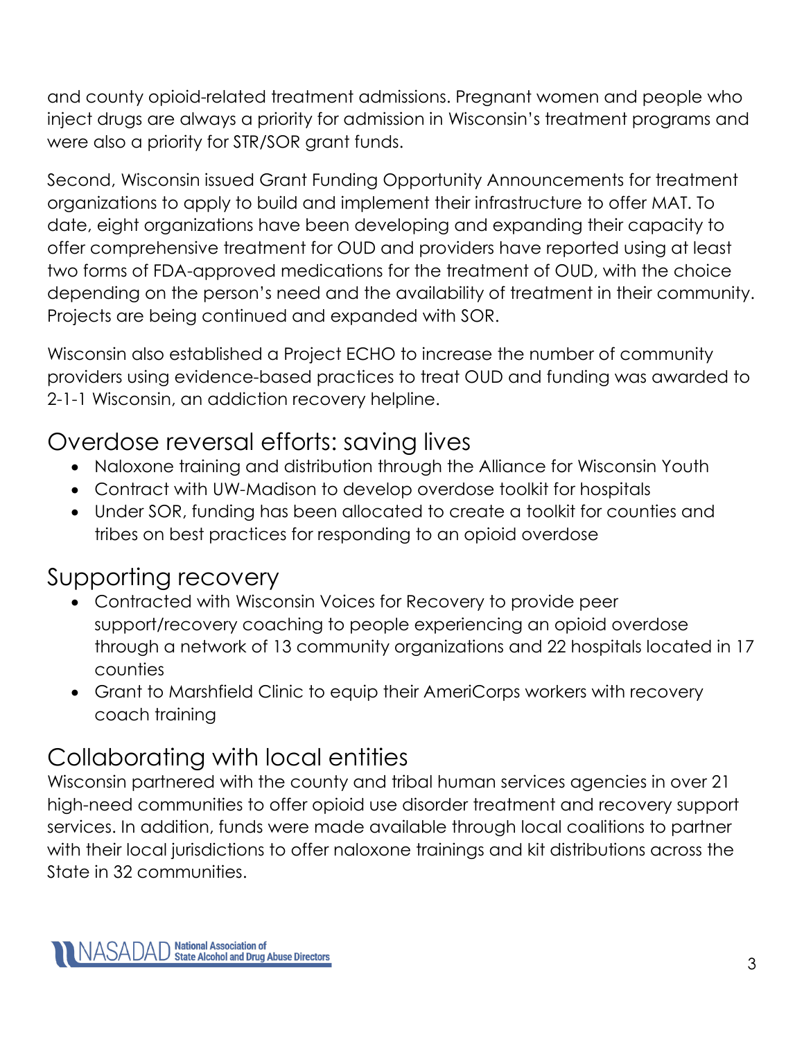and county opioid-related treatment admissions. Pregnant women and people who inject drugs are always a priority for admission in Wisconsin's treatment programs and were also a priority for STR/SOR grant funds.

Second, Wisconsin issued Grant Funding Opportunity Announcements for treatment organizations to apply to build and implement their infrastructure to offer MAT. To date, eight organizations have been developing and expanding their capacity to offer comprehensive treatment for OUD and providers have reported using at least two forms of FDA-approved medications for the treatment of OUD, with the choice depending on the person's need and the availability of treatment in their community. Projects are being continued and expanded with SOR.

Wisconsin also established a Project ECHO to increase the number of community providers using evidence-based practices to treat OUD and funding was awarded to 2-1-1 Wisconsin, an addiction recovery helpline.

## Overdose reversal efforts: saving lives

- Naloxone training and distribution through the Alliance for Wisconsin Youth
- Contract with UW-Madison to develop overdose toolkit for hospitals
- Under SOR, funding has been allocated to create a toolkit for counties and tribes on best practices for responding to an opioid overdose

## Supporting recovery

- Contracted with Wisconsin Voices for Recovery to provide peer support/recovery coaching to people experiencing an opioid overdose through a network of 13 community organizations and 22 hospitals located in 17 counties
- Grant to Marshfield Clinic to equip their AmeriCorps workers with recovery coach training

## Collaborating with local entities

Wisconsin partnered with the county and tribal human services agencies in over 21 high-need communities to offer opioid use disorder treatment and recovery support services. In addition, funds were made available through local coalitions to partner with their local jurisdictions to offer naloxone trainings and kit distributions across the State in 32 communities.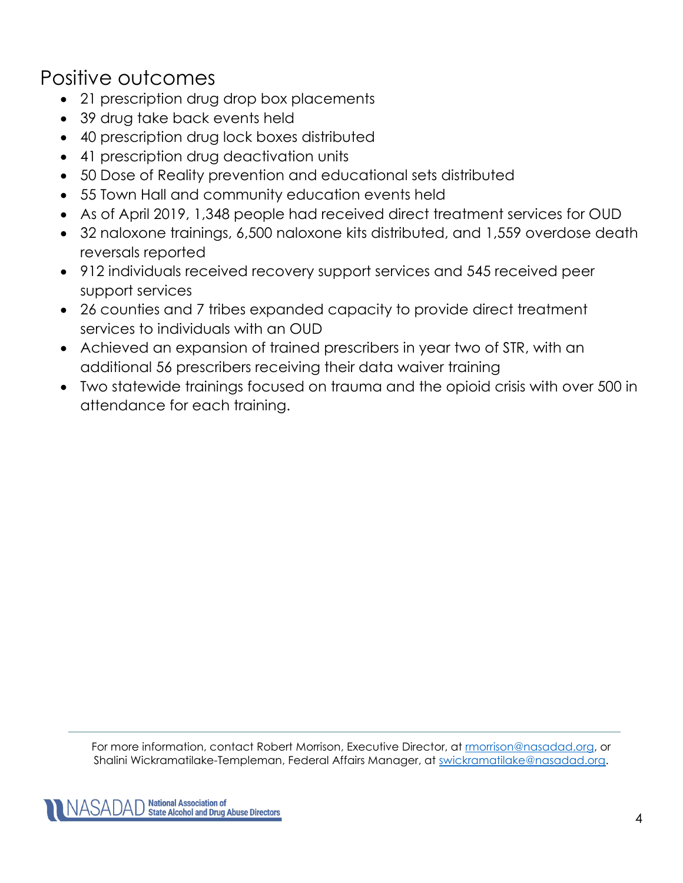## Positive outcomes

- 21 prescription drug drop box placements
- 39 drug take back events held
- 40 prescription drug lock boxes distributed
- 41 prescription drug deactivation units
- 50 Dose of Reality prevention and educational sets distributed
- 55 Town Hall and community education events held
- As of April 2019, 1,348 people had received direct treatment services for OUD
- 32 naloxone trainings, 6,500 naloxone kits distributed, and 1,559 overdose death reversals reported
- 912 individuals received recovery support services and 545 received peer support services
- 26 counties and 7 tribes expanded capacity to provide direct treatment services to individuals with an OUD
- Achieved an expansion of trained prescribers in year two of STR, with an additional 56 prescribers receiving their data waiver training
- Two statewide trainings focused on trauma and the opioid crisis with over 500 in attendance for each training.

For more information, contact Robert Morrison, Executive Director, at rmorrison@nasadad.org, or Shalini Wickramatilake-Templeman, Federal Affairs Manager, at swickramatilake@nasadad.org.

NASADAD National Association of State Alcohol and Drug Abuse Directors